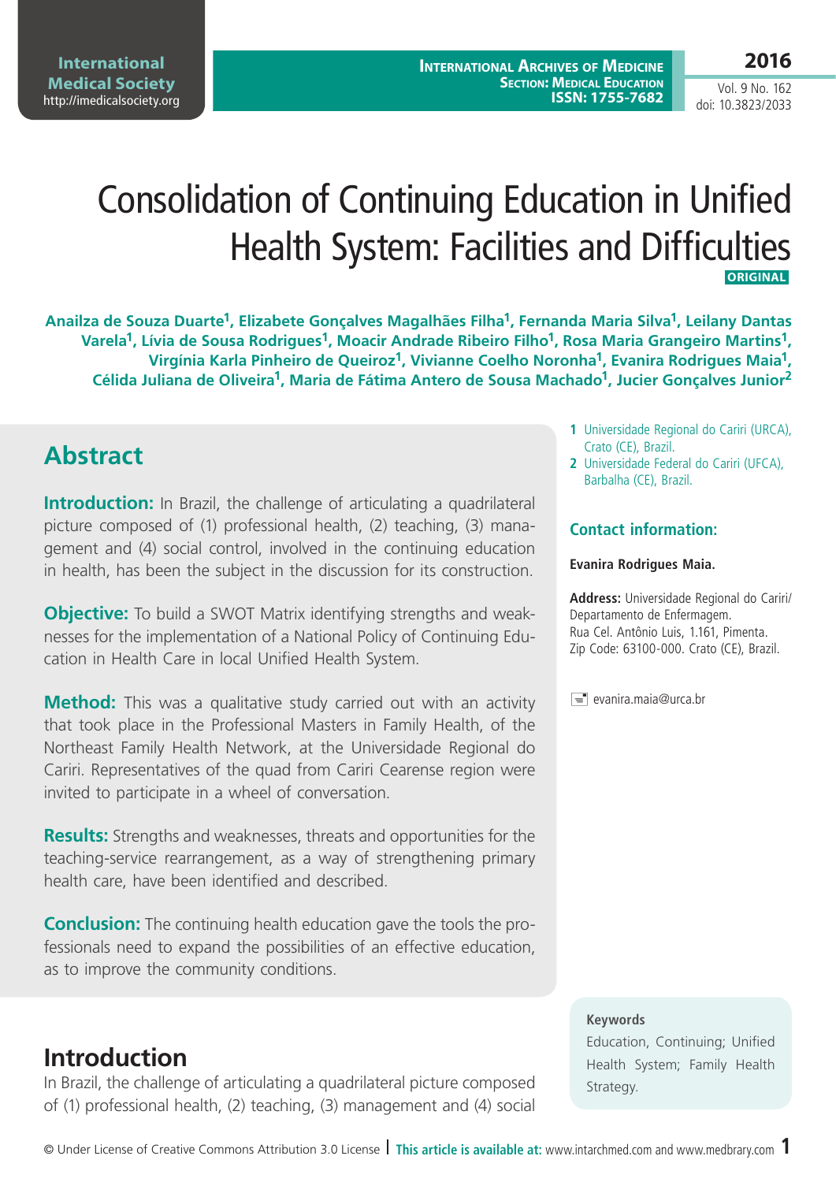# Consolidation of Continuing Education in Unified Health System: Facilities and Difficulties

ORIGINAL

**Anailza de Souza Duarte[1], Elizabete Gonçalves Magalhães Filha[1], Fernanda Maria Silva[1], Leilany Dantas Varela[1], Lívia de Sousa Rodrigues[1], Moacir Andrade Ribeiro Filho[1], Rosa Maria Grangeiro Martins[1], Virgínia Karla Pinheiro de Queiroz[1], Vivianne Coelho Noronha[1], Evanira Rodrigues Maia[1], Célida Juliana de Oliveira[1], Maria de Fátima Antero de Sousa Machado[1], Jucier Gonçalves Junior[2]**

1 Universidade Regional do Cariri (URCA), Crato (CE), Brazil.

2 Universidade Federal do Cariri (UFCA), Barbalha (CE), Brazil.

### Contact information:

**Evanira Rodrigues Maia.**

**Address:** Universidade Regional do Cariri/ Departamento de Enfermagem. Rua Cel. Antônio Luis, 1.161, Pimenta. Zip Code: 63100-000. Crato (CE), Brazil.

evanira.maia@urca.br

## Abstract

**Introduction:** In Brazil, the challenge of articulating a quadrilateral picture composed of (1) professional health, (2) teaching, (3) management and (4) social control, involved in the continuing education in health, has been the subject in the discussion for its construction.

**Objective:** To build a SWOT Matrix identifying strengths and weaknesses for the implementation of a National Policy of Continuing Education in Health Care in local Unified Health System.

**Method:** This was a qualitative study carried out with an activity that took place in the Professional Masters in Family Health, of the Northeast Family Health Network, at the Universidade Regional do Cariri. Representatives of the quad from Cariri Cearense region were invited to participate in a wheel of conversation.

**Results:** Strengths and weaknesses, threats and opportunities for the teaching-service rearrangement, as a way of strengthening primary health care, have been identified and described.

**Conclusion:** The continuing health education gave the tools the professionals need to expand the possibilities of an effective education, as to improve the community conditions.

**Keywords**

Education, Continuing; Unified Health System; Family Health Strategy.

## Introduction

In Brazil, the challenge of articulating a quadrilateral picture composed of (1) professional health, (2) teaching, (3) management and (4) social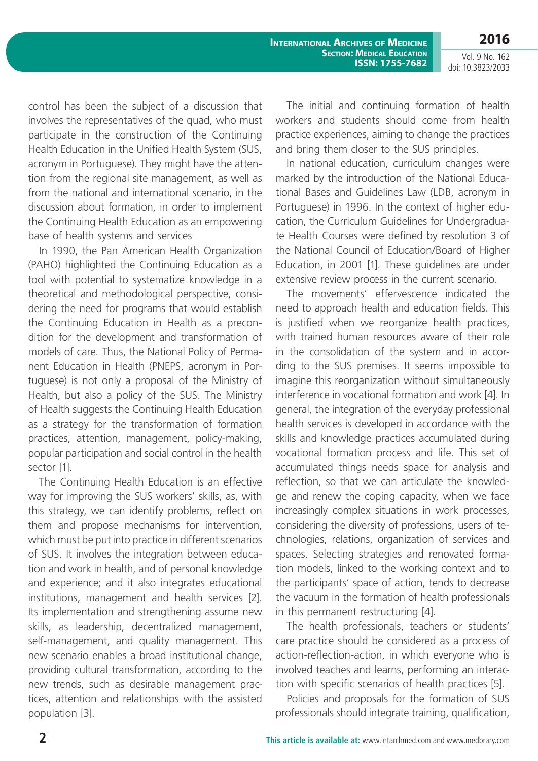control has been the subject of a discussion that involves the representatives of the quad, who must participate in the construction of the Continuing Health Education in the Unified Health System (SUS, acronym in Portuguese). They might have the attention from the regional site management, as well as from the national and international scenario, in the discussion about formation, in order to implement the Continuing Health Education as an empowering base of health systems and services

In 1990, the Pan American Health Organization (PAHO) highlighted the Continuing Education as a tool with potential to systematize knowledge in a theoretical and methodological perspective, considering the need for programs that would establish the Continuing Education in Health as a precondition for the development and transformation of models of care. Thus, the National Policy of Permanent Education in Health (PNEPS, acronym in Portuguese) is not only a proposal of the Ministry of Health, but also a policy of the SUS. The Ministry of Health suggests the Continuing Health Education as a strategy for the transformation of formation practices, attention, management, policy-making, popular participation and social control in the health sector [1].

The Continuing Health Education is an effective way for improving the SUS workers' skills, as, with this strategy, we can identify problems, reflect on them and propose mechanisms for intervention, which must be put into practice in different scenarios of SUS. It involves the integration between education and work in health, and of personal knowledge and experience; and it also integrates educational institutions, management and health services [2]. Its implementation and strengthening assume new skills, as leadership, decentralized management, self-management, and quality management. This new scenario enables a broad institutional change, providing cultural transformation, according to the new trends, such as desirable management practices, attention and relationships with the assisted population [3].

The initial and continuing formation of health workers and students should come from health practice experiences, aiming to change the practices and bring them closer to the SUS principles.

In national education, curriculum changes were marked by the introduction of the National Educational Bases and Guidelines Law (LDB, acronym in Portuguese) in 1996. In the context of higher education, the Curriculum Guidelines for Undergraduate Health Courses were defined by resolution 3 of the National Council of Education/Board of Higher Education, in 2001 [1]. These guidelines are under extensive review process in the current scenario.

The movements' effervescence indicated the need to approach health and education fields. This is justified when we reorganize health practices, with trained human resources aware of their role in the consolidation of the system and in according to the SUS premises. It seems impossible to imagine this reorganization without simultaneously interference in vocational formation and work [4]. In general, the integration of the everyday professional health services is developed in accordance with the skills and knowledge practices accumulated during vocational formation process and life. This set of accumulated things needs space for analysis and reflection, so that we can articulate the knowledge and renew the coping capacity, when we face increasingly complex situations in work processes, considering the diversity of professions, users of technologies, relations, organization of services and spaces. Selecting strategies and renovated formation models, linked to the working context and to the participants' space of action, tends to decrease the vacuum in the formation of health professionals in this permanent restructuring [4].

The health professionals, teachers or students' care practice should be considered as a process of action-reflection-action, in which everyone who is involved teaches and learns, performing an interaction with specific scenarios of health practices [5].

Policies and proposals for the formation of SUS professionals should integrate training, qualification,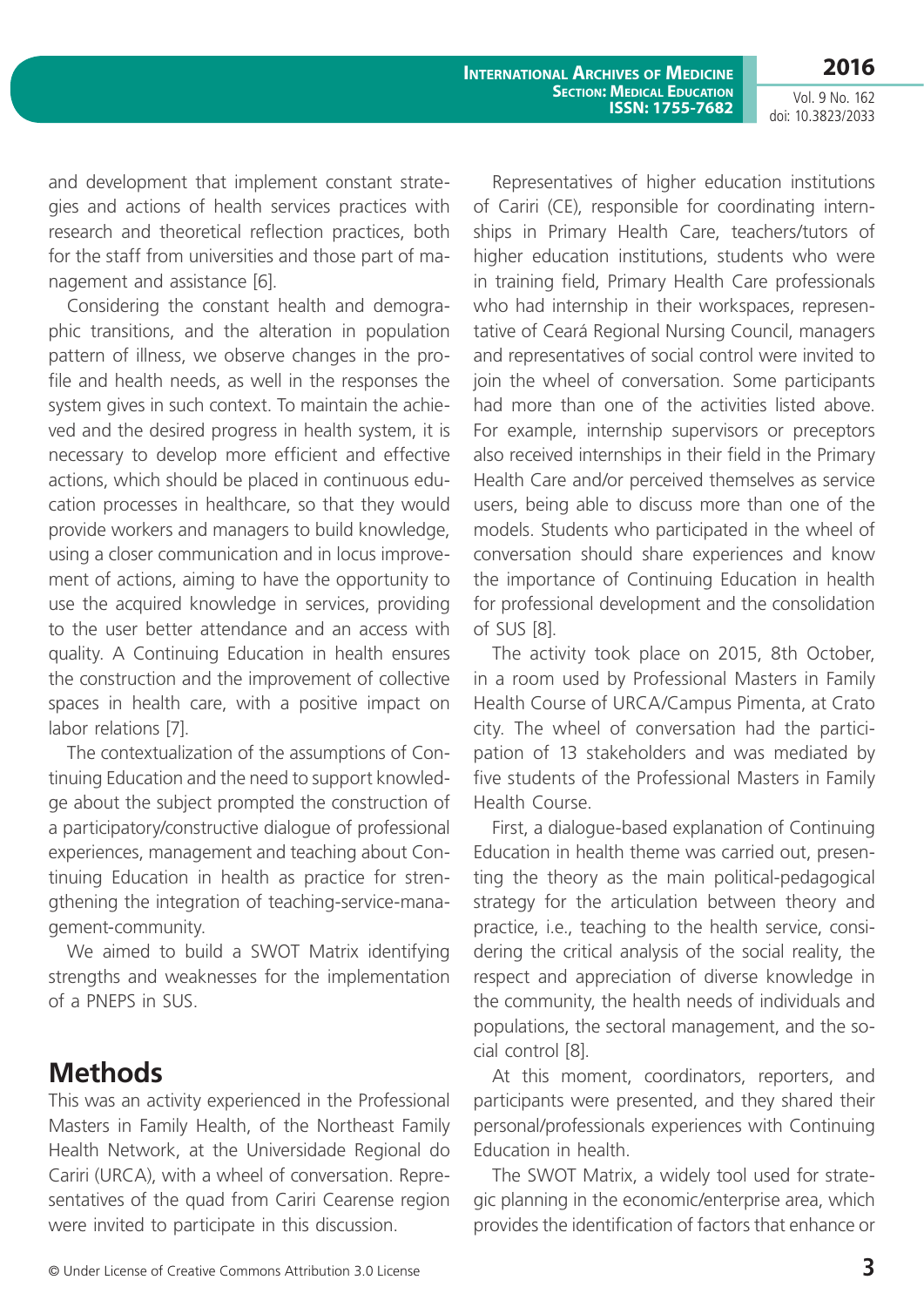and development that implement constant strategies and actions of health services practices with research and theoretical reflection practices, both for the staff from universities and those part of management and assistance [6].

Considering the constant health and demographic transitions, and the alteration in population pattern of illness, we observe changes in the profile and health needs, as well in the responses the system gives in such context. To maintain the achieved and the desired progress in health system, it is necessary to develop more efficient and effective actions, which should be placed in continuous education processes in healthcare, so that they would provide workers and managers to build knowledge, using a closer communication and in locus improvement of actions, aiming to have the opportunity to use the acquired knowledge in services, providing to the user better attendance and an access with quality. A Continuing Education in health ensures the construction and the improvement of collective spaces in health care, with a positive impact on labor relations [7].

The contextualization of the assumptions of Continuing Education and the need to support knowledge about the subject prompted the construction of a participatory/constructive dialogue of professional experiences, management and teaching about Continuing Education in health as practice for strengthening the integration of teaching-service-management-community.

We aimed to build a SWOT Matrix identifying strengths and weaknesses for the implementation of a PNEPS in SUS.

## Methods

This was an activity experienced in the Professional Masters in Family Health, of the Northeast Family Health Network, at the Universidade Regional do Cariri (URCA), with a wheel of conversation. Representatives of the quad from Cariri Cearense region were invited to participate in this discussion.

Representatives of higher education institutions of Cariri (CE), responsible for coordinating internships in Primary Health Care, teachers/tutors of higher education institutions, students who were in training field, Primary Health Care professionals who had internship in their workspaces, representative of Ceará Regional Nursing Council, managers and representatives of social control were invited to join the wheel of conversation. Some participants had more than one of the activities listed above. For example, internship supervisors or preceptors also received internships in their field in the Primary Health Care and/or perceived themselves as service users, being able to discuss more than one of the models. Students who participated in the wheel of conversation should share experiences and know the importance of Continuing Education in health for professional development and the consolidation of SUS [8].

The activity took place on 2015, 8th October, in a room used by Professional Masters in Family Health Course of URCA/Campus Pimenta, at Crato city. The wheel of conversation had the participation of 13 stakeholders and was mediated by five students of the Professional Masters in Family Health Course.

First, a dialogue-based explanation of Continuing Education in health theme was carried out, presenting the theory as the main political-pedagogical strategy for the articulation between theory and practice, i.e., teaching to the health service, considering the critical analysis of the social reality, the respect and appreciation of diverse knowledge in the community, the health needs of individuals and populations, the sectoral management, and the social control [8].

At this moment, coordinators, reporters, and participants were presented, and they shared their personal/professionals experiences with Continuing Education in health.

The SWOT Matrix, a widely tool used for strategic planning in the economic/enterprise area, which provides the identification of factors that enhance or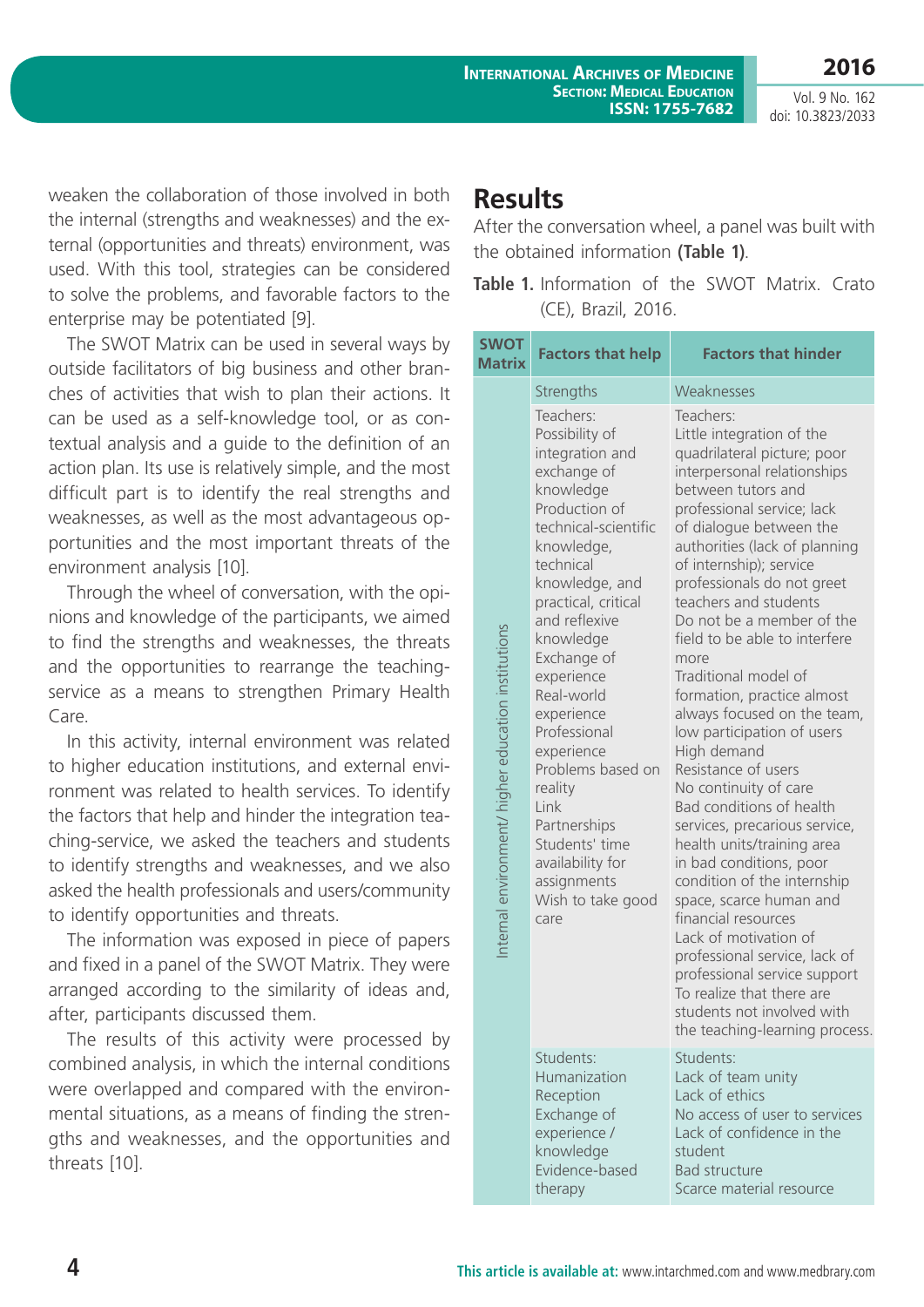weaken the collaboration of those involved in both the internal (strengths and weaknesses) and the external (opportunities and threats) environment, was used. With this tool, strategies can be considered to solve the problems, and favorable factors to the enterprise may be potentiated [9].

The SWOT Matrix can be used in several ways by outside facilitators of big business and other branches of activities that wish to plan their actions. It can be used as a self-knowledge tool, or as contextual analysis and a guide to the definition of an action plan. Its use is relatively simple, and the most difficult part is to identify the real strengths and weaknesses, as well as the most advantageous opportunities and the most important threats of the environment analysis [10].

Through the wheel of conversation, with the opinions and knowledge of the participants, we aimed to find the strengths and weaknesses, the threats and the opportunities to rearrange the teaching-service as a means to strengthen Primary Health Care.

In this activity, internal environment was related to higher education institutions, and external environment was related to health services. To identify the factors that help and hinder the integration teaching-service, we asked the teachers and students to identify strengths and weaknesses, and we also asked the health professionals and users/community to identify opportunities and threats.

The information was exposed in piece of papers and fixed in a panel of the SWOT Matrix. They were arranged according to the similarity of ideas and, after, participants discussed them.

The results of this activity were processed by combined analysis, in which the internal conditions were overlapped and compared with the environmental situations, as a means of finding the strengths and weaknesses, and the opportunities and threats [10].

# Results

After the conversation wheel, a panel was built with the obtained information **(Table 1)**.

**Table 1.** Information of the SWOT Matrix. Crato (CE), Brazil, 2016.

| SWOT Matrix | Factors that help | Factors that hinder |
|---|---|---|
| Internal environment/ higher education institutions | Strengths | Weaknesses |
| | Teachers:<br>Possibility of integration and exchange of knowledge<br>Production of technical-scientific knowledge, technical knowledge, and practical, critical and reflexive knowledge<br>Exchange of experience<br>Real-world experience<br>Professional experience<br>Problems based on reality<br>Link<br>Partnerships<br>Students' time availability for assignments<br>Wish to take good care | Teachers:<br>Little integration of the quadrilateral picture; poor interpersonal relationships between tutors and professional service; lack of dialogue between the authorities (lack of planning of internship); service professionals do not greet teachers and students<br>Do not be a member of the field to be able to interfere more<br>Traditional model of formation, practice almost always focused on the team, low participation of users<br>High demand<br>Resistance of users<br>No continuity of care<br>Bad conditions of health services, precarious service, health units/training area in bad conditions, poor condition of the internship space, scarce human and financial resources<br>Lack of motivation of professional service, lack of professional service support<br>To realize that there are students not involved with the teaching-learning process. |
| | Students:<br>Humanization<br>Reception<br>Exchange of experience / knowledge<br>Evidence-based therapy | Students:<br>Lack of team unity<br>Lack of ethics<br>No access of user to services<br>Lack of confidence in the student<br>Bad structure<br>Scarce material resource |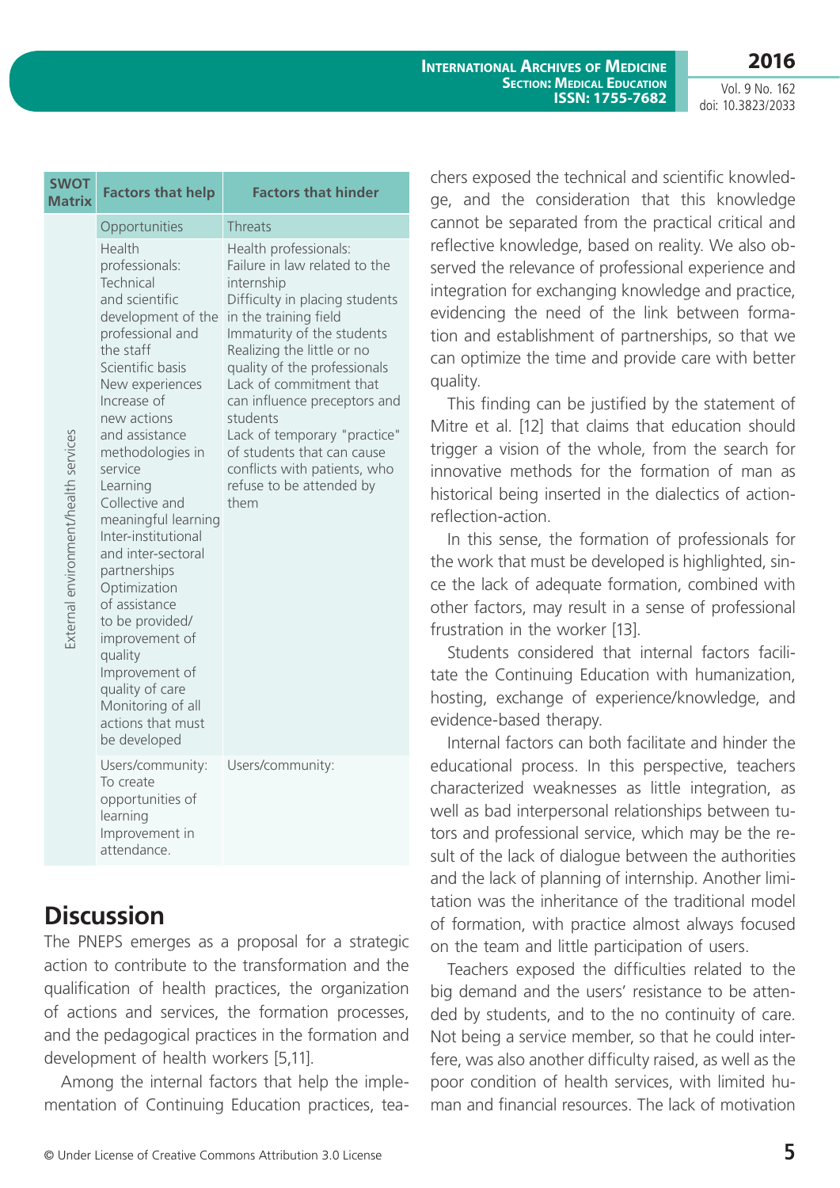| SWOT Matrix | Factors that help | Factors that hinder |
|---|---|---|
| External environment/health services | Opportunities | Threats |
| | Health professionals: Technical and scientific development of the professional and the staff Scientific basis New experiences Increase of new actions and assistance methodologies in service Learning Collective and meaningful learning Inter-institutional and inter-sectoral partnerships Optimization of assistance to be provided/ improvement of quality Improvement of quality of care Monitoring of all actions that must be developed | Health professionals: Failure in law related to the internship Difficulty in placing students in the training field Immaturity of the students Realizing the little or no quality of the professionals Lack of commitment that can influence preceptors and students Lack of temporary "practice" of students that can cause conflicts with patients, who refuse to be attended by them |
| | Users/community: To create opportunities of learning Improvement in attendance. | Users/community: |

## Discussion

The PNEPS emerges as a proposal for a strategic action to contribute to the transformation and the qualification of health practices, the organization of actions and services, the formation processes, and the pedagogical practices in the formation and development of health workers [5,11].

Among the internal factors that help the implementation of Continuing Education practices, teachers exposed the technical and scientific knowledge, and the consideration that this knowledge cannot be separated from the practical critical and reflective knowledge, based on reality. We also observed the relevance of professional experience and integration for exchanging knowledge and practice, evidencing the need of the link between formation and establishment of partnerships, so that we can optimize the time and provide care with better quality.

This finding can be justified by the statement of Mitre et al. [12] that claims that education should trigger a vision of the whole, from the search for innovative methods for the formation of man as historical being inserted in the dialectics of action-reflection-action.

In this sense, the formation of professionals for the work that must be developed is highlighted, since the lack of adequate formation, combined with other factors, may result in a sense of professional frustration in the worker [13].

Students considered that internal factors facilitate the Continuing Education with humanization, hosting, exchange of experience/knowledge, and evidence-based therapy.

Internal factors can both facilitate and hinder the educational process. In this perspective, teachers characterized weaknesses as little integration, as well as bad interpersonal relationships between tutors and professional service, which may be the result of the lack of dialogue between the authorities and the lack of planning of internship. Another limitation was the inheritance of the traditional model of formation, with practice almost always focused on the team and little participation of users.

Teachers exposed the difficulties related to the big demand and the users' resistance to be attended by students, and to the no continuity of care. Not being a service member, so that he could interfere, was also another difficulty raised, as well as the poor condition of health services, with limited human and financial resources. The lack of motivation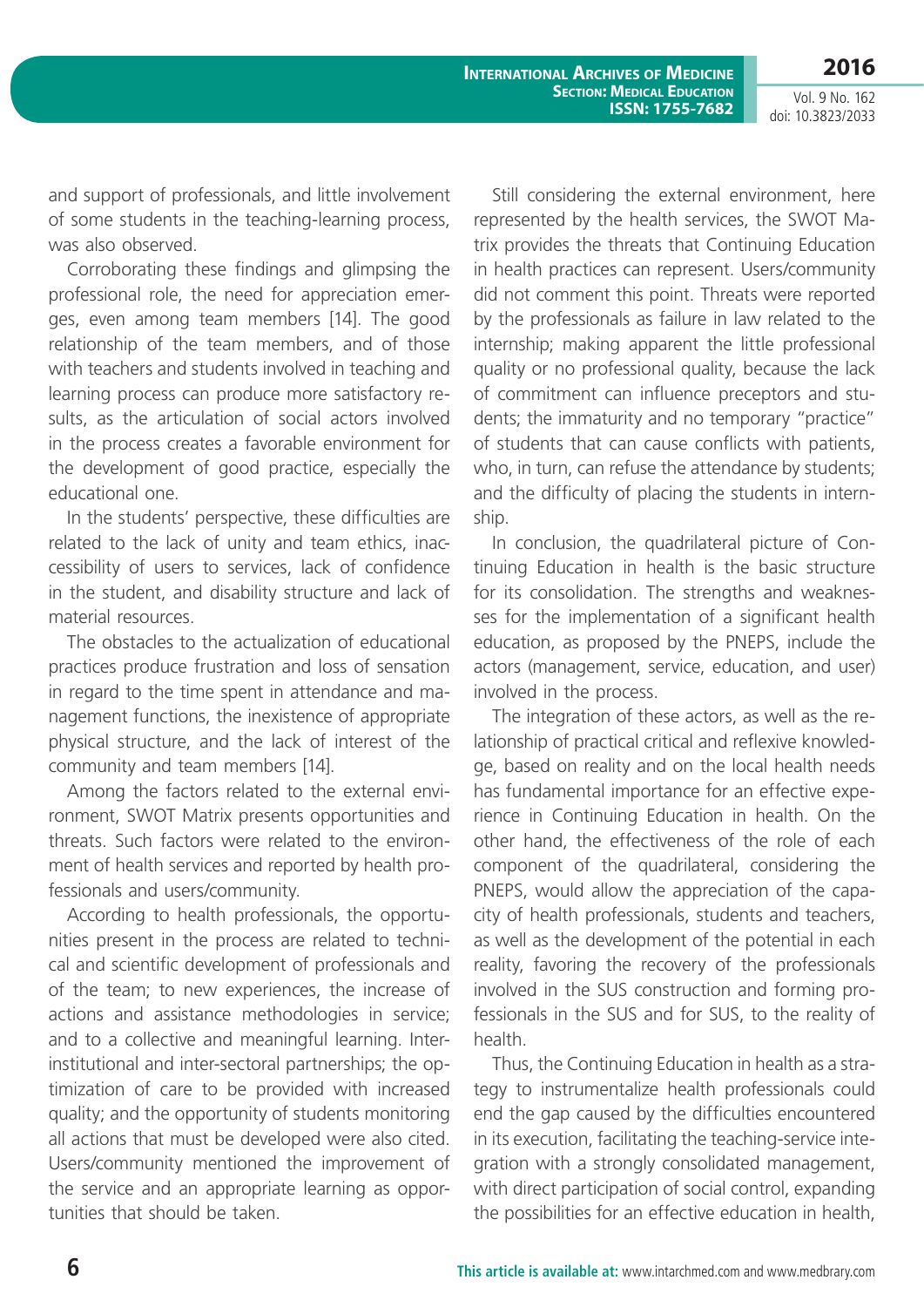and support of professionals, and little involvement of some students in the teaching-learning process, was also observed.

Corroborating these findings and glimpsing the professional role, the need for appreciation emerges, even among team members [14]. The good relationship of the team members, and of those with teachers and students involved in teaching and learning process can produce more satisfactory results, as the articulation of social actors involved in the process creates a favorable environment for the development of good practice, especially the educational one.

In the students' perspective, these difficulties are related to the lack of unity and team ethics, inaccessibility of users to services, lack of confidence in the student, and disability structure and lack of material resources.

The obstacles to the actualization of educational practices produce frustration and loss of sensation in regard to the time spent in attendance and management functions, the inexistence of appropriate physical structure, and the lack of interest of the community and team members [14].

Among the factors related to the external environment, SWOT Matrix presents opportunities and threats. Such factors were related to the environment of health services and reported by health professionals and users/community.

According to health professionals, the opportunities present in the process are related to technical and scientific development of professionals and of the team; to new experiences, the increase of actions and assistance methodologies in service; and to a collective and meaningful learning. Inter-institutional and inter-sectoral partnerships; the optimization of care to be provided with increased quality; and the opportunity of students monitoring all actions that must be developed were also cited. Users/community mentioned the improvement of the service and an appropriate learning as opportunities that should be taken.

Still considering the external environment, here represented by the health services, the SWOT Matrix provides the threats that Continuing Education in health practices can represent. Users/community did not comment this point. Threats were reported by the professionals as failure in law related to the internship; making apparent the little professional quality or no professional quality, because the lack of commitment can influence preceptors and students; the immaturity and no temporary "practice" of students that can cause conflicts with patients, who, in turn, can refuse the attendance by students; and the difficulty of placing the students in internship.

In conclusion, the quadrilateral picture of Continuing Education in health is the basic structure for its consolidation. The strengths and weaknesses for the implementation of a significant health education, as proposed by the PNEPS, include the actors (management, service, education, and user) involved in the process.

The integration of these actors, as well as the relationship of practical critical and reflexive knowledge, based on reality and on the local health needs has fundamental importance for an effective experience in Continuing Education in health. On the other hand, the effectiveness of the role of each component of the quadrilateral, considering the PNEPS, would allow the appreciation of the capacity of health professionals, students and teachers, as well as the development of the potential in each reality, favoring the recovery of the professionals involved in the SUS construction and forming professionals in the SUS and for SUS, to the reality of health.

Thus, the Continuing Education in health as a strategy to instrumentalize health professionals could end the gap caused by the difficulties encountered in its execution, facilitating the teaching-service integration with a strongly consolidated management, with direct participation of social control, expanding the possibilities for an effective education in health,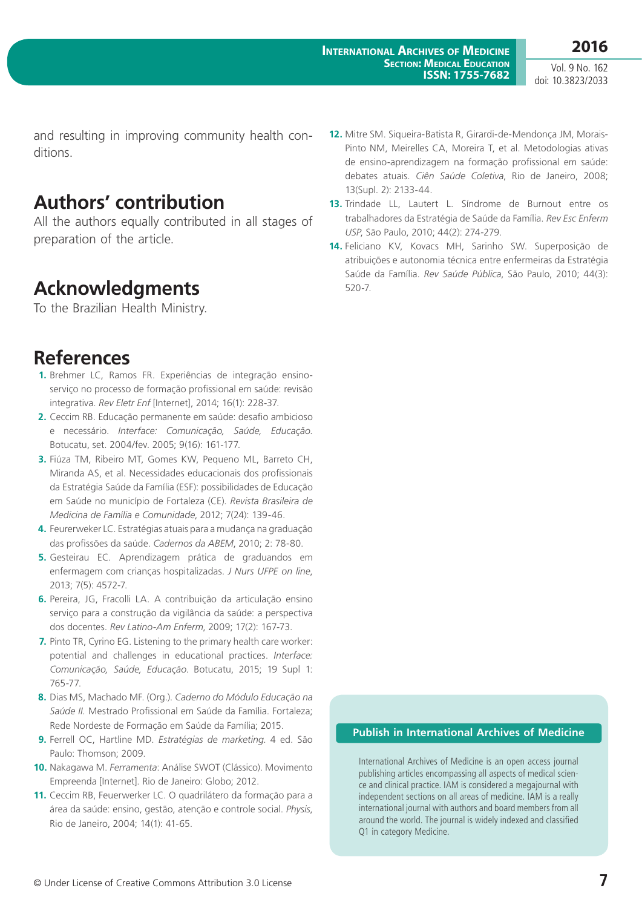and resulting in improving community health conditions.

## Authors' contribution

All the authors equally contributed in all stages of preparation of the article.

## Acknowledgments

To the Brazilian Health Ministry.

## References

1. Brehmer LC, Ramos FR. Experiências de integração ensino-serviço no processo de formação profissional em saúde: revisão integrativa. *Rev Eletr Enf* [Internet], 2014; 16(1): 228-37.
2. Ceccim RB. Educação permanente em saúde: desafio ambicioso e necessário. *Interface: Comunicação, Saúde, Educação*. Botucatu, set. 2004/fev. 2005; 9(16): 161-177.
3. Fiúza TM, Ribeiro MT, Gomes KW, Pequeno ML, Barreto CH, Miranda AS, et al. Necessidades educacionais dos profissionais da Estratégia Saúde da Família (ESF): possibilidades de Educação em Saúde no município de Fortaleza (CE). *Revista Brasileira de Medicina de Família e Comunidade*, 2012; 7(24): 139-46.
4. Feurerweker LC. Estratégias atuais para a mudança na graduação das profissões da saúde. *Cadernos da ABEM*, 2010; 2: 78-80.
5. Gesteirau EC. Aprendizagem prática de graduandos em enfermagem com crianças hospitalizadas. *J Nurs UFPE on line*, 2013; 7(5): 4572-7.
6. Pereira, JG, Fracolli LA. A contribuição da articulação ensino serviço para a construção da vigilância da saúde: a perspectiva dos docentes. *Rev Latino-Am Enferm*, 2009; 17(2): 167-73.
7. Pinto TR, Cyrino EG. Listening to the primary health care worker: potential and challenges in educational practices. *Interface: Comunicação, Saúde, Educação*. Botucatu, 2015; 19 Supl 1: 765-77.
8. Dias MS, Machado MF. (Org.). *Caderno do Módulo Educação na Saúde II*. Mestrado Profissional em Saúde da Família. Fortaleza; Rede Nordeste de Formação em Saúde da Família; 2015.
9. Ferrell OC, Hartline MD. *Estratégias de marketing*. 4 ed. São Paulo: Thomson; 2009.
10. Nakagawa M. *Ferramenta*: Análise SWOT (Clássico). Movimento Empreenda [Internet]. Rio de Janeiro: Globo; 2012.
11. Ceccim RB, Feuerwerker LC. O quadrilátero da formação para a área da saúde: ensino, gestão, atenção e controle social. *Physis*, Rio de Janeiro, 2004; 14(1): 41-65.
12. Mitre SM. Siqueira-Batista R, Girardi-de-Mendonça JM, Morais-Pinto NM, Meirelles CA, Moreira T, et al. Metodologias ativas de ensino-aprendizagem na formação profissional em saúde: debates atuais. *Ciên Saúde Coletiva*, Rio de Janeiro, 2008; 13(Supl. 2): 2133-44.
13. Trindade LL, Lautert L. Síndrome de Burnout entre os trabalhadores da Estratégia de Saúde da Família. *Rev Esc Enferm USP*, São Paulo, 2010; 44(2): 274-279.
14. Feliciano KV, Kovacs MH, Sarinho SW. Superposição de atribuições e autonomia técnica entre enfermeiras da Estratégia Saúde da Família. *Rev Saúde Pública*, São Paulo, 2010; 44(3): 520-7.

**Publish in International Archives of Medicine**

International Archives of Medicine is an open access journal publishing articles encompassing all aspects of medical science and clinical practice. IAM is considered a megajournal with independent sections on all areas of medicine. IAM is a really international journal with authors and board members from all around the world. The journal is widely indexed and classified Q1 in category Medicine.